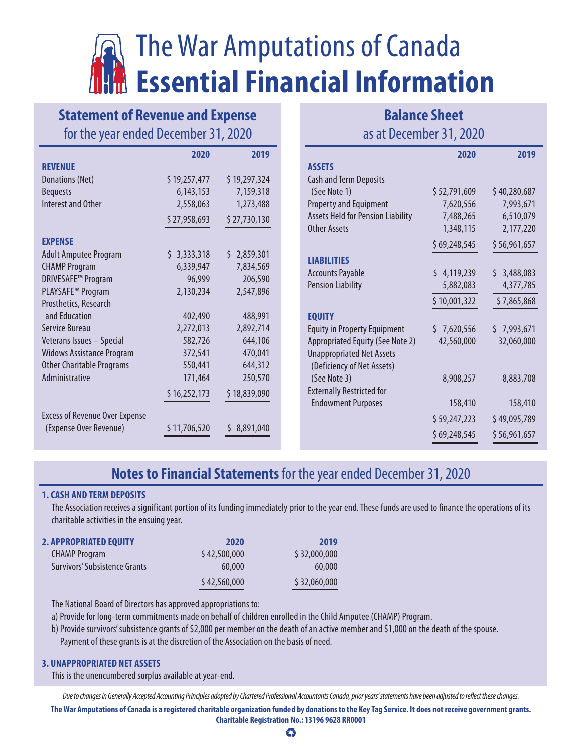# The War Amputations of Canada

# Essential Financial Information

## Statement of Revenue and Expense

for the year ended December 31, 2020

| | 2020 | 2019 |
|---|---|---|
| **REVENUE** | | |
| Donations (Net) | $ 19,257,477 | $ 19,297,324 |
| Bequests | 6,143,153 | 7,159,318 |
| Interest and Other | 2,558,063 | 1,273,488 |
| | $ 27,958,693 | $ 27,730,130 |
| **EXPENSE** | | |
| Adult Amputee Program | $ 3,333,318 | $ 2,859,301 |
| CHAMP Program | 6,339,947 | 7,834,569 |
| DRIVESAFE™ Program | 96,999 | 206,590 |
| PLAYSAFE™ Program | 2,130,234 | 2,547,896 |
| Prosthetics, Research and Education | 402,490 | 488,991 |
| Service Bureau | 2,272,013 | 2,892,714 |
| Veterans Issues – Special | 582,726 | 644,106 |
| Widows Assistance Program | 372,541 | 470,041 |
| Other Charitable Programs | 550,441 | 644,312 |
| Administrative | 171,464 | 250,570 |
| | $ 16,252,173 | $ 18,839,090 |
| Excess of Revenue Over Expense (Expense Over Revenue) | $ 11,706,520 | $ 8,891,040 |

## Balance Sheet

as at December 31, 2020

| | 2020 | 2019 |
|---|---|---|
| **ASSETS** | | |
| Cash and Term Deposits (See Note 1) | $ 52,791,609 | $ 40,280,687 |
| Property and Equipment | 7,620,556 | 7,993,671 |
| Assets Held for Pension Liability | 7,488,265 | 6,510,079 |
| Other Assets | 1,348,115 | 2,177,220 |
| | $ 69,248,545 | $ 56,961,657 |
| **LIABILITIES** | | |
| Accounts Payable | $ 4,119,239 | $ 3,488,083 |
| Pension Liability | 5,882,083 | 4,377,785 |
| | $ 10,001,322 | $ 7,865,868 |
| **EQUITY** | | |
| Equity in Property Equipment | $ 7,620,556 | $ 7,993,671 |
| Appropriated Equity (See Note 2) | 42,560,000 | 32,060,000 |
| Unappropriated Net Assets (Deficiency of Net Assets) (See Note 3) | 8,908,257 | 8,883,708 |
| Externally Restricted for Endowment Purposes | 158,410 | 158,410 |
| | $ 59,247,223 | $ 49,095,789 |
| | $ 69,248,545 | $ 56,961,657 |

## Notes to Financial Statements for the year ended December 31, 2020

### 1. CASH AND TERM DEPOSITS

The Association receives a significant portion of its funding immediately prior to the year end. These funds are used to finance the operations of its charitable activities in the ensuing year.

### 2. APPROPRIATED EQUITY

| | 2020 | 2019 |
|---|---|---|
| CHAMP Program | $ 42,500,000 | $ 32,000,000 |
| Survivors' Subsistence Grants | 60,000 | 60,000 |
| | $ 42,560,000 | $ 32,060,000 |

The National Board of Directors has approved appropriations to:

a) Provide for long-term commitments made on behalf of children enrolled in the Child Amputee (CHAMP) Program.

b) Provide survivors' subsistence grants of $2,000 per member on the death of an active member and $1,000 on the death of the spouse. Payment of these grants is at the discretion of the Association on the basis of need.

### 3. UNAPPROPRIATED NET ASSETS

This is the unencumbered surplus available at year-end.

*Due to changes in Generally Accepted Accounting Principles adopted by Chartered Professional Accountants Canada, prior years' statements have been adjusted to reflect these changes.*

**The War Amputations of Canada is a registered charitable organization funded by donations to the Key Tag Service. It does not receive government grants.**

**Charitable Registration No.: 13196 9628 RR0001**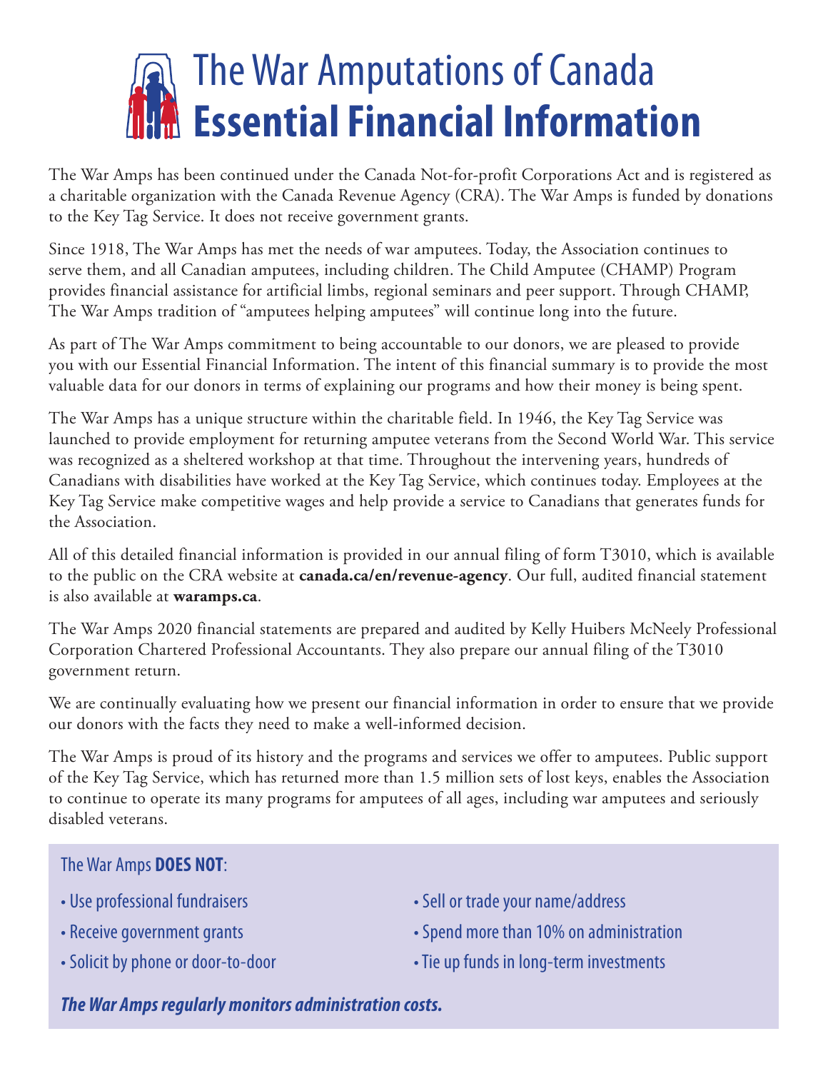# The War Amputations of Canada
# Essential Financial Information

The War Amps has been continued under the Canada Not-for-profit Corporations Act and is registered as a charitable organization with the Canada Revenue Agency (CRA). The War Amps is funded by donations to the Key Tag Service. It does not receive government grants.

Since 1918, The War Amps has met the needs of war amputees. Today, the Association continues to serve them, and all Canadian amputees, including children. The Child Amputee (CHAMP) Program provides financial assistance for artificial limbs, regional seminars and peer support. Through CHAMP, The War Amps tradition of "amputees helping amputees" will continue long into the future.

As part of The War Amps commitment to being accountable to our donors, we are pleased to provide you with our Essential Financial Information. The intent of this financial summary is to provide the most valuable data for our donors in terms of explaining our programs and how their money is being spent.

The War Amps has a unique structure within the charitable field. In 1946, the Key Tag Service was launched to provide employment for returning amputee veterans from the Second World War. This service was recognized as a sheltered workshop at that time. Throughout the intervening years, hundreds of Canadians with disabilities have worked at the Key Tag Service, which continues today. Employees at the Key Tag Service make competitive wages and help provide a service to Canadians that generates funds for the Association.

All of this detailed financial information is provided in our annual filing of form T3010, which is available to the public on the CRA website at **canada.ca/en/revenue-agency**. Our full, audited financial statement is also available at **waramps.ca**.

The War Amps 2020 financial statements are prepared and audited by Kelly Huibers McNeely Professional Corporation Chartered Professional Accountants. They also prepare our annual filing of the T3010 government return.

We are continually evaluating how we present our financial information in order to ensure that we provide our donors with the facts they need to make a well-informed decision.

The War Amps is proud of its history and the programs and services we offer to amputees. Public support of the Key Tag Service, which has returned more than 1.5 million sets of lost keys, enables the Association to continue to operate its many programs for amputees of all ages, including war amputees and seriously disabled veterans.

The War Amps **DOES NOT**:

- Use professional fundraisers
- Receive government grants
- Solicit by phone or door-to-door
- Sell or trade your name/address
- Spend more than 10% on administration
- Tie up funds in long-term investments

***The War Amps regularly monitors administration costs.***